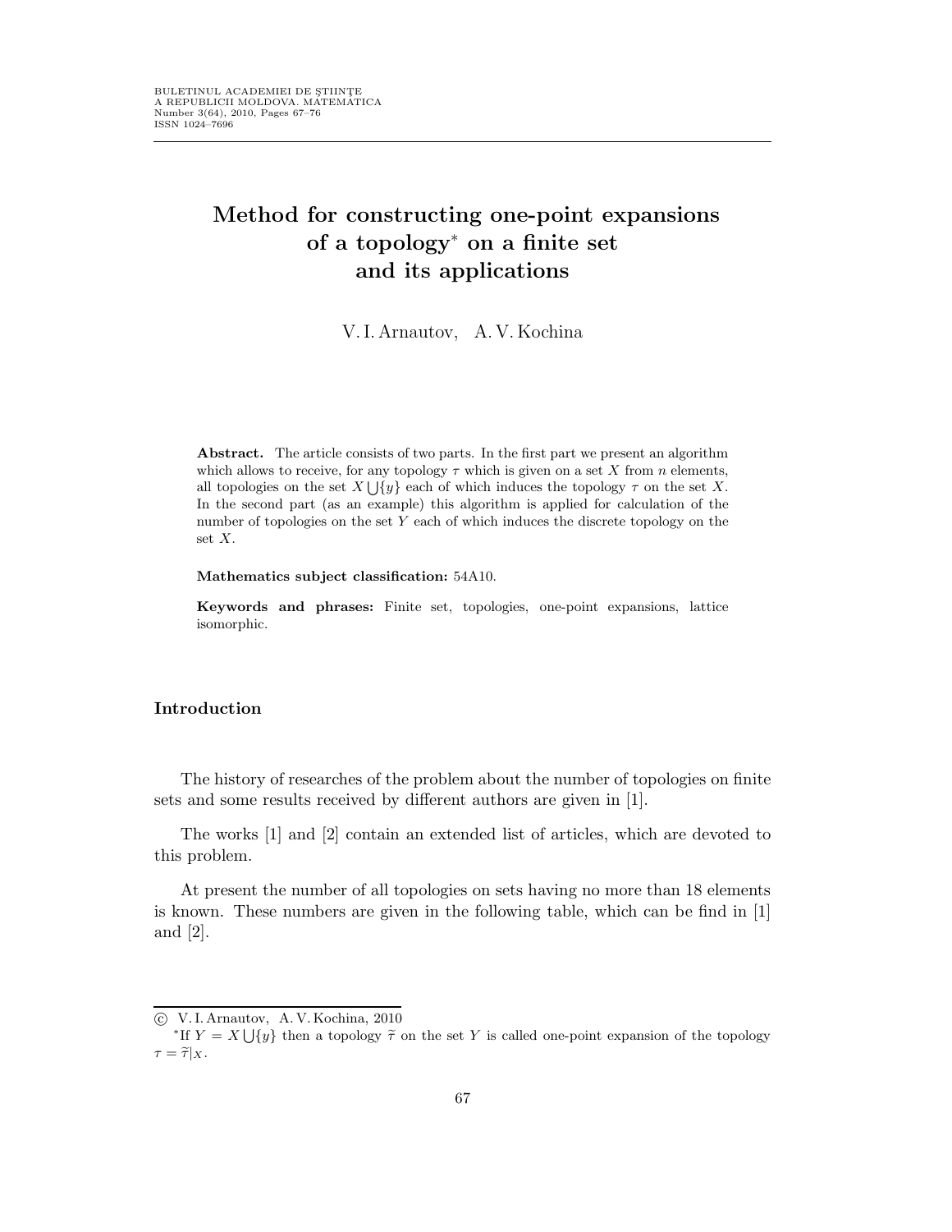# Method for constructing one-point expansions of a topology* on a finite set and its applications

V. I. Arnautov, A. V. Kochina

**Abstract.** The article consists of two parts. In the first part we present an algorithm which allows to receive, for any topology $\tau$ which is given on a set $X$ from $n$ elements, all topologies on the set $X \bigcup \{y\}$ each of which induces the topology $\tau$ on the set $X$. In the second part (as an example) this algorithm is applied for calculation of the number of topologies on the set $Y$ each of which induces the discrete topology on the set $X$.

**Mathematics subject classification:** 54A10.

**Keywords and phrases:** Finite set, topologies, one-point expansions, lattice isomorphic.

## Introduction

The history of researches of the problem about the number of topologies on finite sets and some results received by different authors are given in [1].

The works [1] and [2] contain an extended list of articles, which are devoted to this problem.

At present the number of all topologies on sets having no more than 18 elements is known. These numbers are given in the following table, which can be find in [1] and [2].

---

© V. I. Arnautov, A. V. Kochina, 2010

*If $Y = X \bigcup \{y\}$ then a topology $\widetilde{\tau}$ on the set $Y$ is called one-point expansion of the topology $\tau = \widetilde{\tau}|_X$.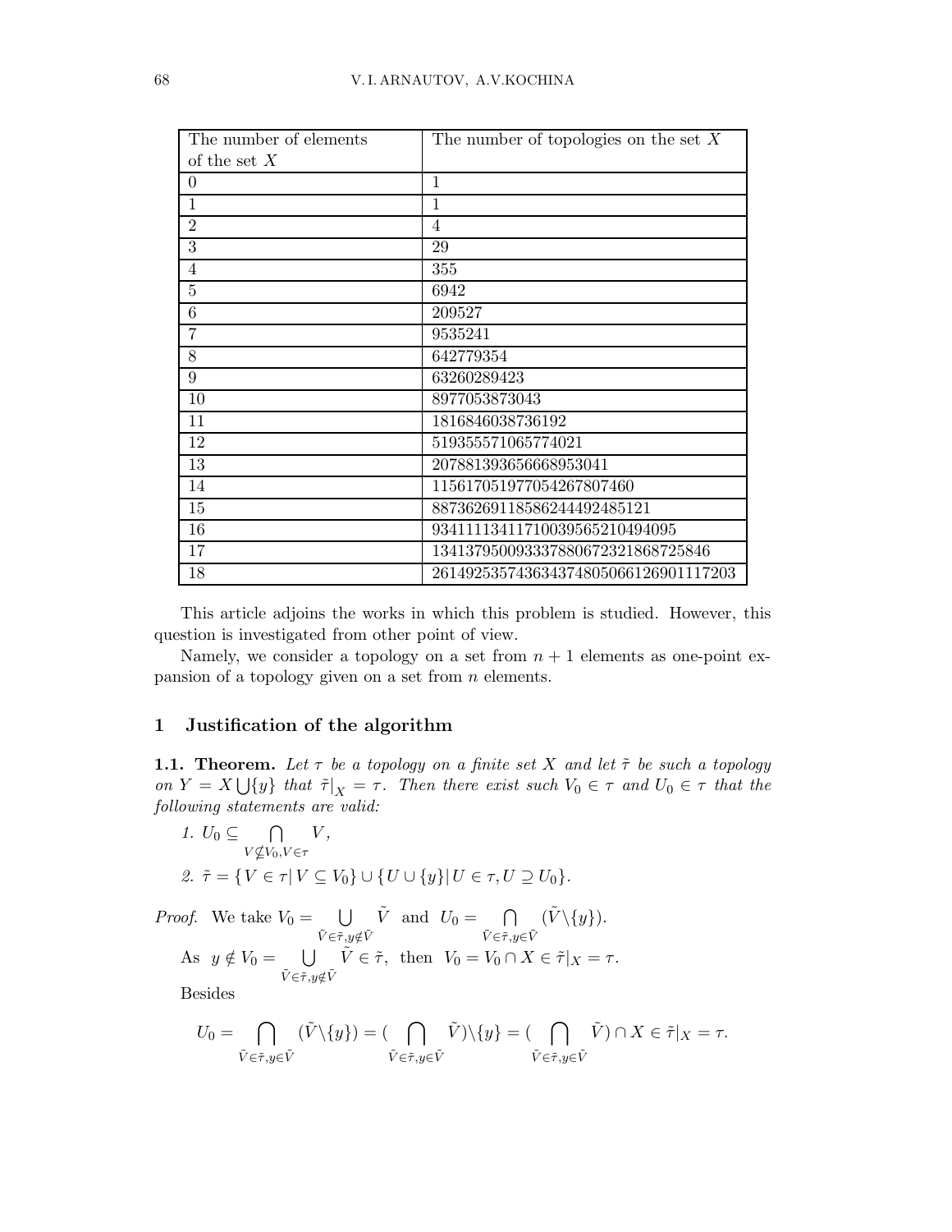| The number of elements of the set $X$ | The number of topologies on the set $X$ |
|---|---|
| 0 | 1 |
| 1 | 1 |
| 2 | 4 |
| 3 | 29 |
| 4 | 355 |
| 5 | 6942 |
| 6 | 209527 |
| 7 | 9535241 |
| 8 | 642779354 |
| 9 | 63260289423 |
| 10 | 8977053873043 |
| 11 | 1816846038736192 |
| 12 | 519355571065774021 |
| 13 | 207881393656668953041 |
| 14 | 115617051977054267807460 |
| 15 | 88736269118586244492485121 |
| 16 | 93411113411710039565210494095 |
| 17 | 134137950093337880672321868725846 |
| 18 | 261492535743634374805066126901117203 |

This article adjoins the works in which this problem is studied. However, this question is investigated from other point of view.

Namely, we consider a topology on a set from $n+1$ elements as one-point expansion of a topology given on a set from $n$ elements.

## 1 Justification of the algorithm

**1.1. Theorem.** *Let $\tau$ be a topology on a finite set $X$ and let $\tilde{\tau}$ be such a topology on $Y = X \bigcup \{y\}$ that $\tilde{\tau}|_X = \tau$. Then there exist such $V_0 \in \tau$ and $U_0 \in \tau$ that the following statements are valid:*

*1.* $U_0 \subseteq \bigcap\limits_{V \not\subseteq V_0, V \in \tau} V$,

*2.* $\tilde{\tau} = \{V \in \tau | \, V \subseteq V_0\} \cup \{U \cup \{y\} | \, U \in \tau, U \supseteq U_0\}$.

*Proof.* We take $V_0 = \bigcup\limits_{\tilde{V} \in \tilde{\tau}, y \notin \tilde{V}} \tilde{V}$ and $U_0 = \bigcap\limits_{\tilde{V} \in \tilde{\tau}, y \in \tilde{V}} (\tilde{V} \backslash \{y\})$.

As $y \notin V_0 = \bigcup\limits_{\tilde{V} \in \tilde{\tau}, y \notin \tilde{V}} \tilde{V} \in \tilde{\tau}$, then $V_0 = V_0 \cap X \in \tilde{\tau}|_X = \tau$.

Besides

$$U_0 = \bigcap_{\tilde{V} \in \tilde{\tau}, y \in \tilde{V}} (\tilde{V} \backslash \{y\}) = (\bigcap_{\tilde{V} \in \tilde{\tau}, y \in \tilde{V}} \tilde{V}) \backslash \{y\} = (\bigcap_{\tilde{V} \in \tilde{\tau}, y \in \tilde{V}} \tilde{V}) \cap X \in \tilde{\tau}|_X = \tau.$$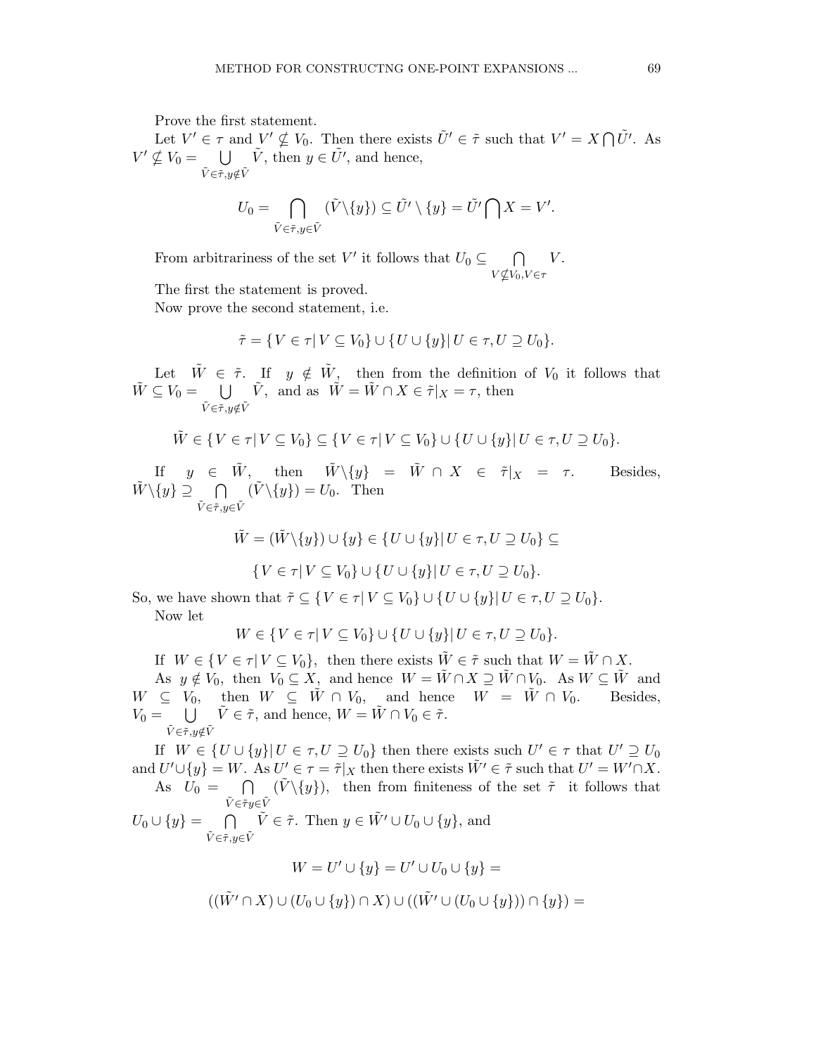Prove the first statement.

Let $V' \in \tau$ and $V' \nsubseteq V_0$. Then there exists $\tilde{U}' \in \tilde{\tau}$ such that $V' = X \bigcap \tilde{U}'$. As $V' \nsubseteq V_0 = \bigcup\limits_{\tilde{V} \in \tilde{\tau}, y \notin \tilde{V}} \tilde{V}$, then $y \in \tilde{U}'$, and hence,

$$U_0 = \bigcap_{\tilde{V} \in \tilde{\tau}, y \in \tilde{V}} (\tilde{V} \backslash \{y\}) \subseteq \tilde{U}' \setminus \{y\} = \tilde{U}' \bigcap X = V'.$$

From arbitrariness of the set $V'$ it follows that $U_0 \subseteq \bigcap\limits_{V \nsubseteq V_0, V \in \tau} V$.

The first the statement is proved.

Now prove the second statement, i.e.

$$\tilde{\tau} = \{V \in \tau |\, V \subseteq V_0\} \cup \{U \cup \{y\} |\, U \in \tau, U \supseteq U_0\}.$$

Let $\tilde{W} \in \tilde{\tau}$. If $y \notin \tilde{W}$, then from the definition of $V_0$ it follows that $\tilde{W} \subseteq V_0 = \bigcup\limits_{\tilde{V} \in \tilde{\tau}, y \notin \tilde{V}} \tilde{V}$, and as $\tilde{W} = \tilde{W} \cap X \in \tilde{\tau}|_X = \tau$, then

$$\tilde{W} \in \{V \in \tau |\, V \subseteq V_0\} \subseteq \{V \in \tau |\, V \subseteq V_0\} \cup \{U \cup \{y\} |\, U \in \tau, U \supseteq U_0\}.$$

If $y \in \tilde{W}$, then $\tilde{W} \backslash \{y\} = \tilde{W} \cap X \in \tilde{\tau}|_X = \tau$. Besides, $\tilde{W} \backslash \{y\} \supseteq \bigcap\limits_{\tilde{V} \in \tilde{\tau}, y \in \tilde{V}} (\tilde{V} \backslash \{y\}) = U_0$. Then

$$\tilde{W} = (\tilde{W} \backslash \{y\}) \cup \{y\} \in \{U \cup \{y\} |\, U \in \tau, U \supseteq U_0\} \subseteq$$

$$\{V \in \tau |\, V \subseteq V_0\} \cup \{U \cup \{y\} |\, U \in \tau, U \supseteq U_0\}.$$

So, we have shown that $\tilde{\tau} \subseteq \{V \in \tau |\, V \subseteq V_0\} \cup \{U \cup \{y\} |\, U \in \tau, U \supseteq U_0\}$.

Now let

$$W \in \{V \in \tau |\, V \subseteq V_0\} \cup \{U \cup \{y\} |\, U \in \tau, U \supseteq U_0\}.$$

If $W \in \{V \in \tau |\, V \subseteq V_0\}$, then there exists $\tilde{W} \in \tilde{\tau}$ such that $W = \tilde{W} \cap X$.

As $y \notin V_0$, then $V_0 \subseteq X$, and hence $W = \tilde{W} \cap X \supseteq \tilde{W} \cap V_0$. As $W \subseteq \tilde{W}$ and $W \subseteq V_0$, then $W \subseteq \tilde{W} \cap V_0$, and hence $W = \tilde{W} \cap V_0$. Besides, $V_0 = \bigcup\limits_{\tilde{V} \in \tilde{\tau}, y \notin \tilde{V}} \tilde{V} \in \tilde{\tau}$, and hence, $W = \tilde{W} \cap V_0 \in \tilde{\tau}$.

If $W \in \{U \cup \{y\} |\, U \in \tau, U \supseteq U_0\}$ then there exists such $U' \in \tau$ that $U' \supseteq U_0$ and $U' \cup \{y\} = W$. As $U' \in \tau = \tilde{\tau}|_X$ then there exists $\tilde{W'} \in \tilde{\tau}$ such that $U' = W' \cap X$.

As $U_0 = \bigcap\limits_{\tilde{V} \in \tilde{\tau} y \in \tilde{V}} (\tilde{V} \backslash \{y\})$, then from finiteness of the set $\tilde{\tau}$ it follows that $U_0 \cup \{y\} = \bigcap\limits_{\tilde{V} \in \tilde{\tau}, y \in \tilde{V}} \tilde{V} \in \tilde{\tau}$. Then $y \in \tilde{W'} \cup U_0 \cup \{y\}$, and

$$W = U' \cup \{y\} = U' \cup U_0 \cup \{y\} =$$

$$((\tilde{W'} \cap X) \cup (U_0 \cup \{y\}) \cap X) \cup ((\tilde{W'} \cup (U_0 \cup \{y\})) \cap \{y\}) =$$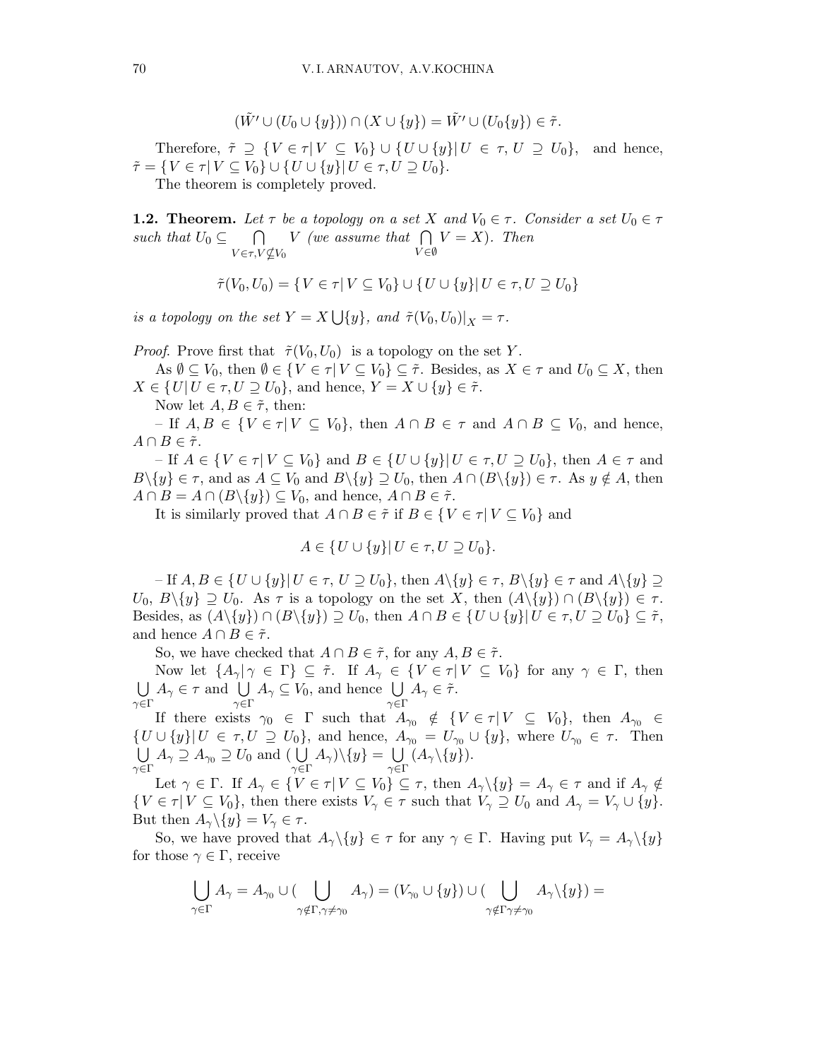$$(\tilde{W}' \cup (U_0 \cup \{y\})) \cap (X \cup \{y\}) = \tilde{W}' \cup (U_0\{y\}) \in \tilde{\tau}.$$

Therefore, $\tilde{\tau} \supseteq \{V \in \tau | V \subseteq V_0\} \cup \{U \cup \{y\} | U \in \tau, U \supseteq U_0\}$, and hence, $\tilde{\tau} = \{V \in \tau | V \subseteq V_0\} \cup \{U \cup \{y\} | U \in \tau, U \supseteq U_0\}$.

The theorem is completely proved.

**1.2. Theorem.** *Let $\tau$ be a topology on a set $X$ and $V_0 \in \tau$. Consider a set $U_0 \in \tau$ such that $U_0 \subseteq \bigcap\limits_{V \in \tau, V \not\subseteq V_0} V$ (we assume that $\bigcap\limits_{V \in \emptyset} V = X$). Then*

$$\tilde{\tau}(V_0, U_0) = \{V \in \tau | V \subseteq V_0\} \cup \{U \cup \{y\} | U \in \tau, U \supseteq U_0\}$$

*is a topology on the set $Y = X \bigcup \{y\}$, and $\tilde{\tau}(V_0, U_0)|_X = \tau$.*

*Proof.* Prove first that $\tilde{\tau}(V_0, U_0)$ is a topology on the set $Y$.

As $\emptyset \subseteq V_0$, then $\emptyset \in \{V \in \tau | V \subseteq V_0\} \subseteq \tilde{\tau}$. Besides, as $X \in \tau$ and $U_0 \subseteq X$, then $X \in \{U | U \in \tau, U \supseteq U_0\}$, and hence, $Y = X \cup \{y\} \in \tilde{\tau}$.

Now let $A, B \in \tilde{\tau}$, then:

– If $A, B \in \{V \in \tau | V \subseteq V_0\}$, then $A \cap B \in \tau$ and $A \cap B \subseteq V_0$, and hence, $A \cap B \in \tilde{\tau}$.

– If $A \in \{V \in \tau | V \subseteq V_0\}$ and $B \in \{U \cup \{y\} | U \in \tau, U \supseteq U_0\}$, then $A \in \tau$ and $B \backslash \{y\} \in \tau$, and as $A \subseteq V_0$ and $B \backslash \{y\} \supseteq U_0$, then $A \cap (B \backslash \{y\}) \in \tau$. As $y \notin A$, then $A \cap B = A \cap (B \backslash \{y\}) \subseteq V_0$, and hence, $A \cap B \in \tilde{\tau}$.

It is similarly proved that $A \cap B \in \tilde{\tau}$ if $B \in \{V \in \tau | V \subseteq V_0\}$ and

$$A \in \{U \cup \{y\} | U \in \tau, U \supseteq U_0\}.$$

– If $A, B \in \{U \cup \{y\} | U \in \tau, U \supseteq U_0\}$, then $A \backslash \{y\} \in \tau$, $B \backslash \{y\} \in \tau$ and $A \backslash \{y\} \supseteq U_0$, $B \backslash \{y\} \supseteq U_0$. As $\tau$ is a topology on the set $X$, then $(A \backslash \{y\}) \cap (B \backslash \{y\}) \in \tau$. Besides, as $(A \backslash \{y\}) \cap (B \backslash \{y\}) \supseteq U_0$, then $A \cap B \in \{U \cup \{y\} | U \in \tau, U \supseteq U_0\} \subseteq \tilde{\tau}$, and hence $A \cap B \in \tilde{\tau}$.

So, we have checked that $A \cap B \in \tilde{\tau}$, for any $A, B \in \tilde{\tau}$.

Now let $\{A_\gamma | \gamma \in \Gamma\} \subseteq \tilde{\tau}$. If $A_\gamma \in \{V \in \tau | V \subseteq V_0\}$ for any $\gamma \in \Gamma$, then $\bigcup\limits_{\gamma \in \Gamma} A_\gamma \in \tau$ and $\bigcup\limits_{\gamma \in \Gamma} A_\gamma \subseteq V_0$, and hence $\bigcup\limits_{\gamma \in \Gamma} A_\gamma \in \tilde{\tau}$.

If there exists $\gamma_0 \in \Gamma$ such that $A_{\gamma_0} \notin \{V \in \tau | V \subseteq V_0\}$, then $A_{\gamma_0} \in \{U \cup \{y\} | U \in \tau, U \supseteq U_0\}$, and hence, $A_{\gamma_0} = U_{\gamma_0} \cup \{y\}$, where $U_{\gamma_0} \in \tau$. Then $\bigcup\limits_{\gamma \in \Gamma} A_\gamma \supseteq A_{\gamma_0} \supseteq U_0$ and $(\bigcup\limits_{\gamma \in \Gamma} A_\gamma) \backslash \{y\} = \bigcup\limits_{\gamma \in \Gamma} (A_\gamma \backslash \{y\})$.

Let $\gamma \in \Gamma$. If $A_\gamma \in \{V \in \tau | V \subseteq V_0\} \subseteq \tau$, then $A_\gamma \backslash \{y\} = A_\gamma \in \tau$ and if $A_\gamma \notin \{V \in \tau | V \subseteq V_0\}$, then there exists $V_\gamma \in \tau$ such that $V_\gamma \supseteq U_0$ and $A_\gamma = V_\gamma \cup \{y\}$. But then $A_\gamma \backslash \{y\} = V_\gamma \in \tau$.

So, we have proved that $A_\gamma \backslash \{y\} \in \tau$ for any $\gamma \in \Gamma$. Having put $V_\gamma = A_\gamma \backslash \{y\}$ for those $\gamma \in \Gamma$, receive

$$\bigcup_{\gamma \in \Gamma} A_\gamma = A_{\gamma_0} \cup (\bigcup_{\gamma \notin \Gamma, \gamma \neq \gamma_0} A_\gamma) = (V_{\gamma_0} \cup \{y\}) \cup (\bigcup_{\gamma \notin \Gamma \gamma \neq \gamma_0} A_\gamma \backslash \{y\}) =$$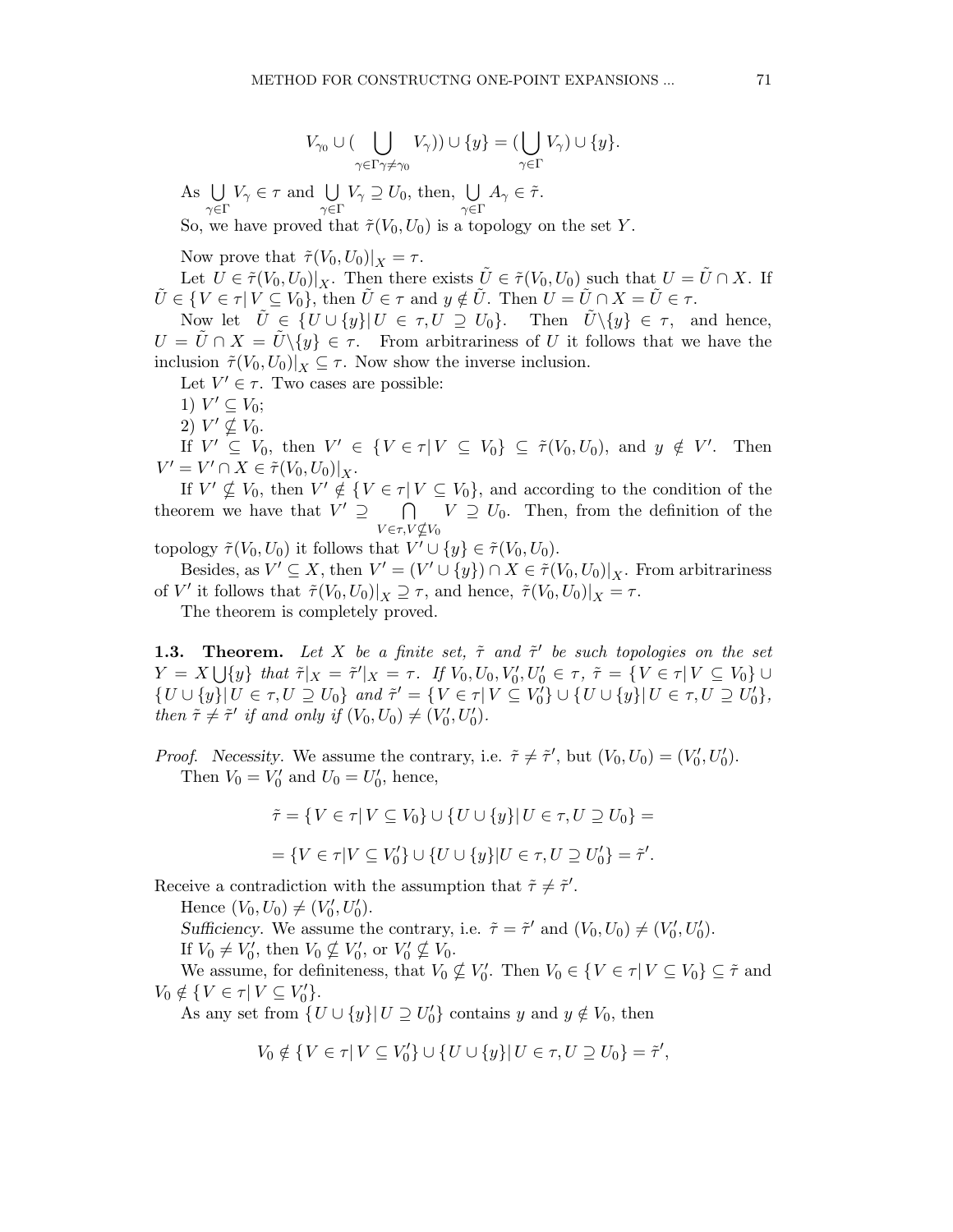$$V_{\gamma_0} \cup (\bigcup_{\gamma\in\Gamma\gamma\neq\gamma_0} V_\gamma)) \cup \{y\} = (\bigcup_{\gamma\in\Gamma} V_\gamma) \cup \{y\}.$$

As $\bigcup_{\gamma\in\Gamma} V_\gamma \in \tau$ and $\bigcup_{\gamma\in\Gamma} V_\gamma \supseteq U_0$, then, $\bigcup_{\gamma\in\Gamma} A_\gamma \in \tilde{\tau}$.

So, we have proved that $\tilde{\tau}(V_0, U_0)$ is a topology on the set $Y$.

Now prove that $\tilde{\tau}(V_0, U_0)|_X = \tau$.

Let $U \in \tilde{\tau}(V_0, U_0)|_X$. Then there exists $\tilde{U} \in \tilde{\tau}(V_0, U_0)$ such that $U = \tilde{U} \cap X$. If $\tilde{U} \in \{V \in \tau | V \subseteq V_0\}$, then $\tilde{U} \in \tau$ and $y \notin \tilde{U}$. Then $U = \tilde{U} \cap X = \tilde{U} \in \tau$.

Now let $\tilde{U} \in \{U \cup \{y\} | U \in \tau, U \supseteq U_0\}$. Then $\tilde{U} \backslash \{y\} \in \tau$, and hence, $U = \tilde{U} \cap X = \tilde{U} \backslash \{y\} \in \tau$. From arbitrariness of $U$ it follows that we have the inclusion $\tilde{\tau}(V_0, U_0)|_X \subseteq \tau$. Now show the inverse inclusion.

Let $V' \in \tau$. Two cases are possible:

1) $V' \subseteq V_0$;

2) $V' \nsubseteq V_0$.

If $V' \subseteq V_0$, then $V' \in \{V \in \tau | V \subseteq V_0\} \subseteq \tilde{\tau}(V_0, U_0)$, and $y \notin V'$. Then $V' = V' \cap X \in \tilde{\tau}(V_0, U_0)|_X$.

If $V' \nsubseteq V_0$, then $V' \notin \{V \in \tau | V \subseteq V_0\}$, and according to the condition of the theorem we have that $V' \supseteq \bigcap_{V\in\tau, V\nsubseteq V_0} V \supseteq U_0$. Then, from the definition of the topology $\tilde{\tau}(V_0, U_0)$ it follows that $V' \cup \{y\} \in \tilde{\tau}(V_0, U_0)$.

Besides, as $V' \subseteq X$, then $V' = (V' \cup \{y\}) \cap X \in \tilde{\tau}(V_0, U_0)|_X$. From arbitrariness of $V'$ it follows that $\tilde{\tau}(V_0, U_0)|_X \supseteq \tau$, and hence, $\tilde{\tau}(V_0, U_0)|_X = \tau$.

The theorem is completely proved.

**1.3. Theorem.** *Let $X$ be a finite set, $\tilde{\tau}$ and $\tilde{\tau}'$ be such topologies on the set $Y = X \bigcup \{y\}$ that $\tilde{\tau}|_X = \tilde{\tau}'|_X = \tau$. If $V_0, U_0, V_0', U_0' \in \tau$, $\tilde{\tau} = \{V \in \tau | V \subseteq V_0\} \cup \{U \cup \{y\} | U \in \tau, U \supseteq U_0\}$ and $\tilde{\tau}' = \{V \in \tau | V \subseteq V_0'\} \cup \{U \cup \{y\} | U \in \tau, U \supseteq U_0'\}$, then $\tilde{\tau} \neq \tilde{\tau}'$ if and only if $(V_0, U_0) \neq (V_0', U_0')$.*

*Proof. Necessity*. We assume the contrary, i.e. $\tilde{\tau} \neq \tilde{\tau}'$, but $(V_0, U_0) = (V_0', U_0')$.

Then $V_0 = V_0'$ and $U_0 = U_0'$, hence,

$$\tilde{\tau} = \{V \in \tau | V \subseteq V_0\} \cup \{U \cup \{y\} | U \in \tau, U \supseteq U_0\} =$$

$$= \{V \in \tau | V \subseteq V_0'\} \cup \{U \cup \{y\} | U \in \tau, U \supseteq U_0'\} = \tilde{\tau}'.$$

Receive a contradiction with the assumption that $\tilde{\tau} \neq \tilde{\tau}'$.

Hence $(V_0, U_0) \neq (V_0', U_0')$.

*Sufficiency*. We assume the contrary, i.e. $\tilde{\tau} = \tilde{\tau}'$ and $(V_0, U_0) \neq (V_0', U_0')$.

If $V_0 \neq V_0'$, then $V_0 \nsubseteq V_0'$, or $V_0' \nsubseteq V_0$.

We assume, for definiteness, that $V_0 \nsubseteq V_0'$. Then $V_0 \in \{V \in \tau | V \subseteq V_0\} \subseteq \tilde{\tau}$ and $V_0 \notin \{V \in \tau | V \subseteq V_0'\}$.

As any set from $\{U \cup \{y\} | U \supseteq U_0'\}$ contains $y$ and $y \notin V_0$, then

$$V_0 \notin \{V \in \tau | V \subseteq V_0'\} \cup \{U \cup \{y\} | U \in \tau, U \supseteq U_0\} = \tilde{\tau}',$$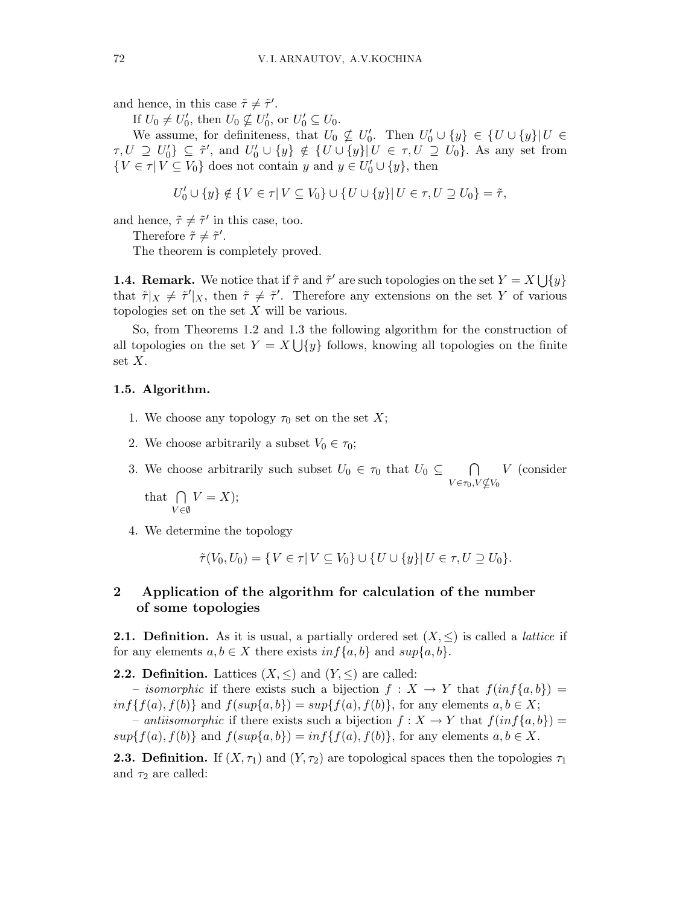and hence, in this case $\tilde{\tau} \neq \tilde{\tau}'$.

If $U_0 \neq U_0'$, then $U_0 \nsubseteq U_0'$, or $U_0' \subseteq U_0$.

We assume, for definiteness, that $U_0 \nsubseteq U_0'$. Then $U_0' \cup \{y\} \in \{U \cup \{y\} | U \in \tau, U \supseteq U_0'\} \subseteq \tilde{\tau}'$, and $U_0' \cup \{y\} \notin \{U \cup \{y\} | U \in \tau, U \supseteq U_0\}$. As any set from $\{V \in \tau | V \subseteq V_0\}$ does not contain $y$ and $y \in U_0' \cup \{y\}$, then

$$U_0' \cup \{y\} \notin \{V \in \tau | V \subseteq V_0\} \cup \{U \cup \{y\} | U \in \tau, U \supseteq U_0\} = \tilde{\tau},$$

and hence, $\tilde{\tau} \neq \tilde{\tau}'$ in this case, too.

Therefore $\tilde{\tau} \neq \tilde{\tau}'$.

The theorem is completely proved.

**1.4. Remark.** We notice that if $\tilde{\tau}$ and $\tilde{\tau}'$ are such topologies on the set $Y = X \bigcup \{y\}$ that $\tilde{\tau}|_X \neq \tilde{\tau}'|_X$, then $\tilde{\tau} \neq \tilde{\tau}'$. Therefore any extensions on the set $Y$ of various topologies set on the set $X$ will be various.

So, from Theorems 1.2 and 1.3 the following algorithm for the construction of all topologies on the set $Y = X \bigcup \{y\}$ follows, knowing all topologies on the finite set $X$.

**1.5. Algorithm.**

1. We choose any topology $\tau_0$ set on the set $X$;
2. We choose arbitrarily a subset $V_0 \in \tau_0$;
3. We choose arbitrarily such subset $U_0 \in \tau_0$ that $U_0 \subseteq \bigcap\limits_{V \in \tau_0, V \nsubseteq V_0} V$ (consider that $\bigcap\limits_{V \in \emptyset} V = X$);
4. We determine the topology

$$\tilde{\tau}(V_0, U_0) = \{V \in \tau | V \subseteq V_0\} \cup \{U \cup \{y\} | U \in \tau, U \supseteq U_0\}.$$

## 2 Application of the algorithm for calculation of the number of some topologies

**2.1. Definition.** As it is usual, a partially ordered set $(X, \leq)$ is called a *lattice* if for any elements $a, b \in X$ there exists $inf\{a, b\}$ and $sup\{a, b\}$.

**2.2. Definition.** Lattices $(X, \leq)$ and $(Y, \leq)$ are called:

– *isomorphic* if there exists such a bijection $f : X \to Y$ that $f(inf\{a, b\}) = inf\{f(a), f(b)\}$ and $f(sup\{a, b\}) = sup\{f(a), f(b)\}$, for any elements $a, b \in X$;

– *antiisomorphic* if there exists such a bijection $f : X \to Y$ that $f(inf\{a, b\}) = sup\{f(a), f(b)\}$ and $f(sup\{a, b\}) = inf\{f(a), f(b)\}$, for any elements $a, b \in X$.

**2.3. Definition.** If $(X, \tau_1)$ and $(Y, \tau_2)$ are topological spaces then the topologies $\tau_1$ and $\tau_2$ are called: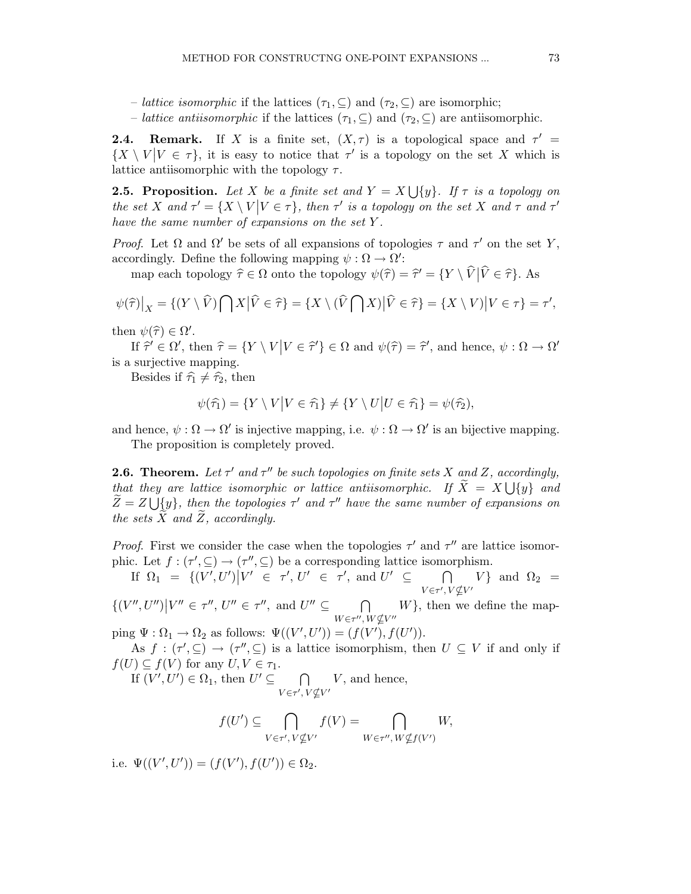– *lattice isomorphic* if the lattices $(\tau_1, \subseteq)$ and $(\tau_2, \subseteq)$ are isomorphic;

– *lattice antiisomorphic* if the lattices $(\tau_1, \subseteq)$ and $(\tau_2, \subseteq)$ are antiisomorphic.

**2.4. Remark.** If $X$ is a finite set, $(X, \tau)$ is a topological space and $\tau' = \{X \setminus V \big| V \in \tau\}$, it is easy to notice that $\tau'$ is a topology on the set $X$ which is lattice antiisomorphic with the topology $\tau$.

**2.5. Proposition.** *Let $X$ be a finite set and $Y = X \bigcup \{y\}$. If $\tau$ is a topology on the set $X$ and $\tau' = \{X \setminus V \big| V \in \tau\}$, then $\tau'$ is a topology on the set $X$ and $\tau$ and $\tau'$ have the same number of expansions on the set $Y$.*

*Proof.* Let $\Omega$ and $\Omega'$ be sets of all expansions of topologies $\tau$ and $\tau'$ on the set $Y$, accordingly. Define the following mapping $\psi : \Omega \to \Omega'$:

map each topology $\widehat{\tau} \in \Omega$ onto the topology $\psi(\widehat{\tau}) = \widehat{\tau}' = \{Y \setminus \widehat{V} \big| \widehat{V} \in \widehat{\tau}\}$. As

$$\psi(\widehat{\tau})\big|_X = \{(Y \setminus \widehat{V}) \bigcap X \big| \widehat{V} \in \widehat{\tau}\} = \{X \setminus (\widehat{V} \bigcap X) \big| \widehat{V} \in \widehat{\tau}\} = \{X \setminus V) \big| V \in \tau\} = \tau',$$

then $\psi(\widehat{\tau}) \in \Omega'$.

If $\widehat{\tau}' \in \Omega'$, then $\widehat{\tau} = \{Y \setminus V \big| V \in \widehat{\tau}'\} \in \Omega$ and $\psi(\widehat{\tau}) = \widehat{\tau}'$, and hence, $\psi : \Omega \to \Omega'$ is a surjective mapping.

Besides if $\widehat{\tau_1} \neq \widehat{\tau_2}$, then

$$\psi(\widehat{\tau_1}) = \{Y \setminus V \big| V \in \widehat{\tau_1}\} \neq \{Y \setminus U \big| U \in \widehat{\tau_1}\} = \psi(\widehat{\tau_2}),$$

and hence, $\psi : \Omega \to \Omega'$ is injective mapping, i.e. $\psi : \Omega \to \Omega'$ is an bijective mapping.

The proposition is completely proved.

**2.6. Theorem.** *Let $\tau'$ and $\tau''$ be such topologies on finite sets $X$ and $Z$, accordingly, that they are lattice isomorphic or lattice antiisomorphic. If $\widetilde{X} = X \bigcup \{y\}$ and $\widetilde{Z} = Z \bigcup \{y\}$, then the topologies $\tau'$ and $\tau''$ have the same number of expansions on the sets $\widetilde{X}$ and $\widetilde{Z}$, accordingly.*

*Proof.* First we consider the case when the topologies $\tau'$ and $\tau''$ are lattice isomorphic. Let $f : (\tau', \subseteq) \to (\tau'', \subseteq)$ be a corresponding lattice isomorphism.

If $\Omega_1 = \{(V', U') \big| V' \in \tau', U' \in \tau', \text{ and } U' \subseteq \bigcap\limits_{V \in \tau', V \nsubseteq V'} V\}$ and $\Omega_2 = \{(V'', U'') \big| V'' \in \tau'', U'' \in \tau'', \text{ and } U'' \subseteq \bigcap\limits_{W \in \tau'', W \nsubseteq V''} W\}$, then we define the mapping $\Psi : \Omega_1 \to \Omega_2$ as follows: $\Psi((V', U')) = (f(V'), f(U'))$.

As $f : (\tau', \subseteq) \to (\tau'', \subseteq)$ is a lattice isomorphism, then $U \subseteq V$ if and only if $f(U) \subseteq f(V)$ for any $U, V \in \tau_1$.

If $(V', U') \in \Omega_1$, then $U' \subseteq \bigcap\limits_{V \in \tau', V \nsubseteq V'} V$, and hence,

$$f(U') \subseteq \bigcap_{V \in \tau', V \nsubseteq V'} f(V) = \bigcap_{W \in \tau'', W \nsubseteq f(V')} W,$$

i.e. $\Psi((V', U')) = (f(V'), f(U')) \in \Omega_2$.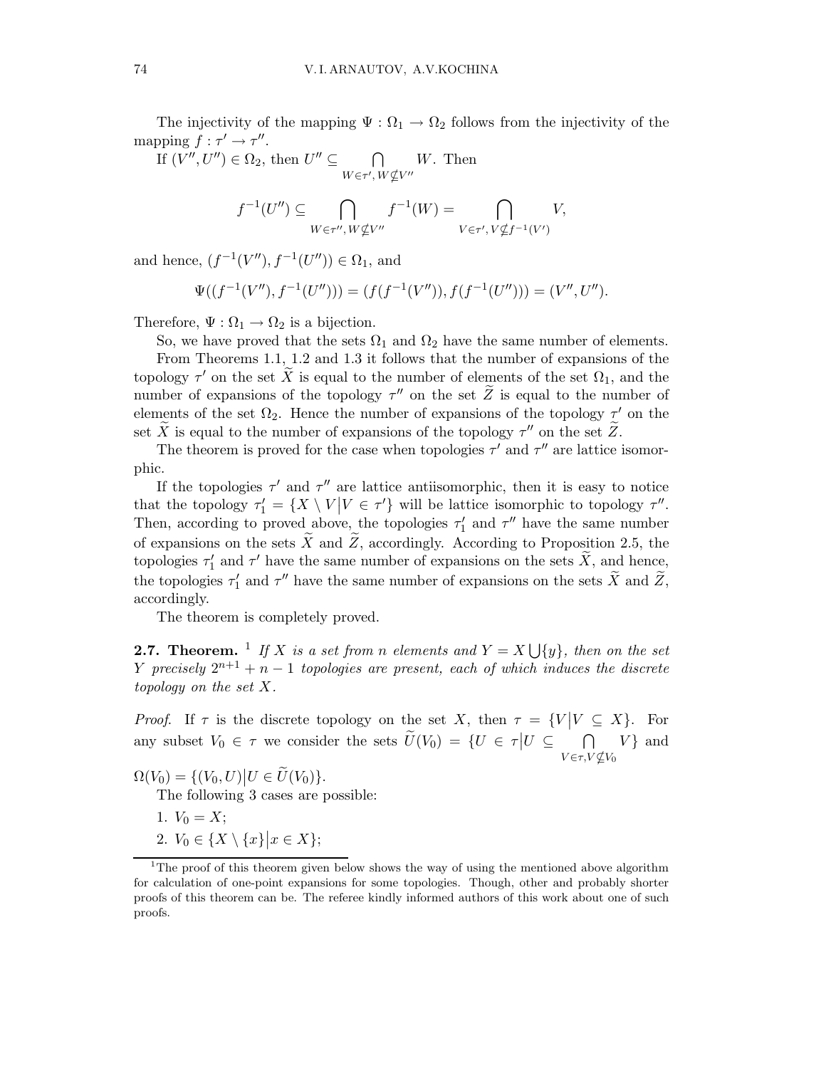The injectivity of the mapping $\Psi : \Omega_1 \to \Omega_2$ follows from the injectivity of the mapping $f : \tau' \to \tau''$.

If $(V'', U'') \in \Omega_2$, then $U'' \subseteq \bigcap\limits_{W \in \tau', W \nsubseteq V''} W$. Then

$$f^{-1}(U'') \subseteq \bigcap_{W \in \tau'', W \nsubseteq V''} f^{-1}(W) = \bigcap_{V \in \tau', V \nsubseteq f^{-1}(V')} V,$$

and hence, $(f^{-1}(V''), f^{-1}(U'')) \in \Omega_1$, and

$$\Psi((f^{-1}(V''), f^{-1}(U''))) = (f(f^{-1}(V'')), f(f^{-1}(U''))) = (V'', U'').$$

Therefore, $\Psi : \Omega_1 \to \Omega_2$ is a bijection.

So, we have proved that the sets $\Omega_1$ and $\Omega_2$ have the same number of elements.

From Theorems 1.1, 1.2 and 1.3 it follows that the number of expansions of the topology $\tau'$ on the set $\widetilde{X}$ is equal to the number of elements of the set $\Omega_1$, and the number of expansions of the topology $\tau''$ on the set $\widetilde{Z}$ is equal to the number of elements of the set $\Omega_2$. Hence the number of expansions of the topology $\tau'$ on the set $\widetilde{X}$ is equal to the number of expansions of the topology $\tau''$ on the set $\widetilde{Z}$.

The theorem is proved for the case when topologies $\tau'$ and $\tau''$ are lattice isomorphic.

If the topologies $\tau'$ and $\tau''$ are lattice antiisomorphic, then it is easy to notice that the topology $\tau_1' = \{X \setminus V \mid V \in \tau'\}$ will be lattice isomorphic to topology $\tau''$. Then, according to proved above, the topologies $\tau_1'$ and $\tau''$ have the same number of expansions on the sets $\widetilde{X}$ and $\widetilde{Z}$, accordingly. According to Proposition 2.5, the topologies $\tau_1'$ and $\tau'$ have the same number of expansions on the sets $\widetilde{X}$, and hence, the topologies $\tau_1'$ and $\tau''$ have the same number of expansions on the sets $\widetilde{X}$ and $\widetilde{Z}$, accordingly.

The theorem is completely proved.

**2.7. Theorem.** [1] *If $X$ is a set from $n$ elements and $Y = X \bigcup \{y\}$, then on the set $Y$ precisely $2^{n+1} + n - 1$ topologies are present, each of which induces the discrete topology on the set $X$.*

*Proof.* If $\tau$ is the discrete topology on the set $X$, then $\tau = \{V \mid V \subseteq X\}$. For any subset $V_0 \in \tau$ we consider the sets $\widetilde{U}(V_0) = \{U \in \tau \mid U \subseteq \bigcap\limits_{V \in \tau, V \nsubseteq V_0} V\}$ and $\Omega(V_0) = \{(V_0, U) \mid U \in \widetilde{U}(V_0)\}$.

The following 3 cases are possible:

1. $V_0 = X$;
2. $V_0 \in \{X \setminus \{x\} \mid x \in X\}$;

[1] The proof of this theorem given below shows the way of using the mentioned above algorithm for calculation of one-point expansions for some topologies. Though, other and probably shorter proofs of this theorem can be. The referee kindly informed authors of this work about one of such proofs.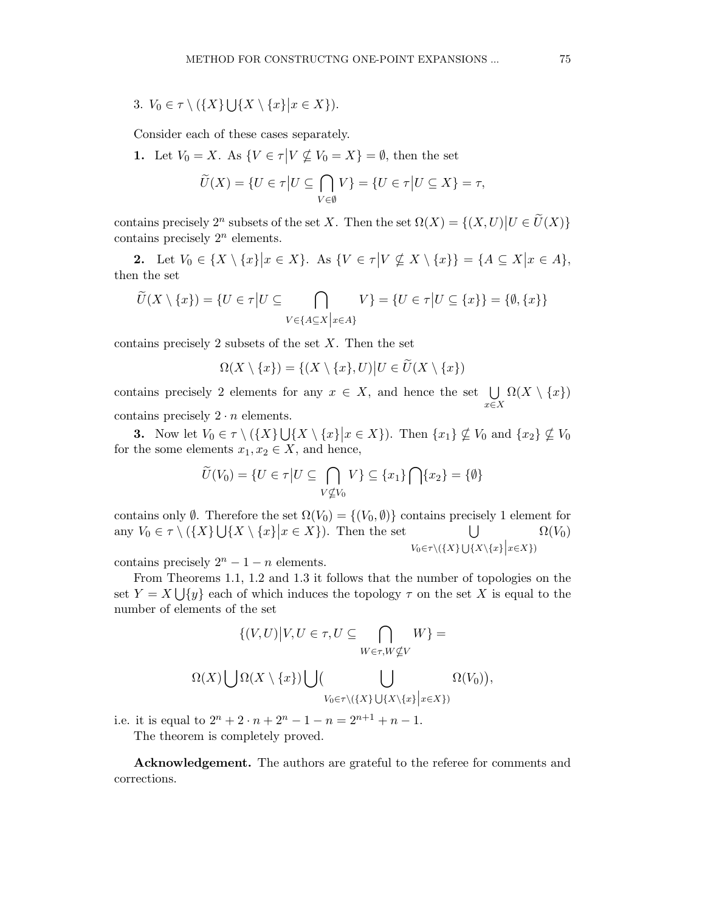3. $V_0 \in \tau \setminus (\{X\} \bigcup \{X \setminus \{x\} \big| x \in X\})$.

Consider each of these cases separately.

**1.** Let $V_0 = X$. As $\{V \in \tau \big| V \nsubseteq V_0 = X\} = \emptyset$, then the set

$$\widetilde{U}(X) = \{U \in \tau \big| U \subseteq \bigcap_{V \in \emptyset} V\} = \{U \in \tau \big| U \subseteq X\} = \tau,$$

contains precisely $2^n$ subsets of the set $X$. Then the set $\Omega(X) = \{(X, U) \big| U \in \widetilde{U}(X)\}$ contains precisely $2^n$ elements.

**2.** Let $V_0 \in \{X \setminus \{x\} \big| x \in X\}$. As $\{V \in \tau \big| V \nsubseteq X \setminus \{x\}\} = \{A \subseteq X \big| x \in A\}$, then the set

$$\widetilde{U}(X \setminus \{x\}) = \{U \in \tau \big| U \subseteq \bigcap_{V \in \{A \subseteq X \big| x \in A\}} V\} = \{U \in \tau \big| U \subseteq \{x\}\} = \{\emptyset, \{x\}\}$$

contains precisely 2 subsets of the set $X$. Then the set

$$\Omega(X \setminus \{x\}) = \{(X \setminus \{x\}, U) \big| U \in \widetilde{U}(X \setminus \{x\})$$

contains precisely 2 elements for any $x \in X$, and hence the set $\bigcup\limits_{x \in X} \Omega(X \setminus \{x\})$ contains precisely $2 \cdot n$ elements.

**3.** Now let $V_0 \in \tau \setminus (\{X\} \bigcup \{X \setminus \{x\} \big| x \in X\})$. Then $\{x_1\} \nsubseteq V_0$ and $\{x_2\} \nsubseteq V_0$ for the some elements $x_1, x_2 \in X$, and hence,

$$\widetilde{U}(V_0) = \{U \in \tau \big| U \subseteq \bigcap_{V \nsubseteq V_0} V\} \subseteq \{x_1\} \bigcap \{x_2\} = \{\emptyset\}$$

contains only $\emptyset$. Therefore the set $\Omega(V_0) = \{(V_0, \emptyset)\}$ contains precisely 1 element for any $V_0 \in \tau \setminus (\{X\} \bigcup \{X \setminus \{x\} \big| x \in X\})$. Then the set $\bigcup\limits_{V_0 \in \tau \setminus (\{X\} \bigcup \{X \setminus \{x\} \big| x \in X\})} \Omega(V_0)$ contains precisely $2^n - 1 - n$ elements.

From Theorems 1.1, 1.2 and 1.3 it follows that the number of topologies on the set $Y = X \bigcup \{y\}$ each of which induces the topology $\tau$ on the set $X$ is equal to the number of elements of the set

$$\{(V, U) \big| V, U \in \tau, U \subseteq \bigcap_{W \in \tau, W \nsubseteq V} W\} =$$

$$\Omega(X) \bigcup \Omega(X \setminus \{x\}) \bigcup \big( \bigcup_{V_0 \in \tau \setminus (\{X\} \bigcup \{X \setminus \{x\} \big| x \in X\})} \Omega(V_0) \big),$$

i.e. it is equal to $2^n + 2 \cdot n + 2^n - 1 - n = 2^{n+1} + n - 1$.

The theorem is completely proved.

**Acknowledgement.** The authors are grateful to the referee for comments and corrections.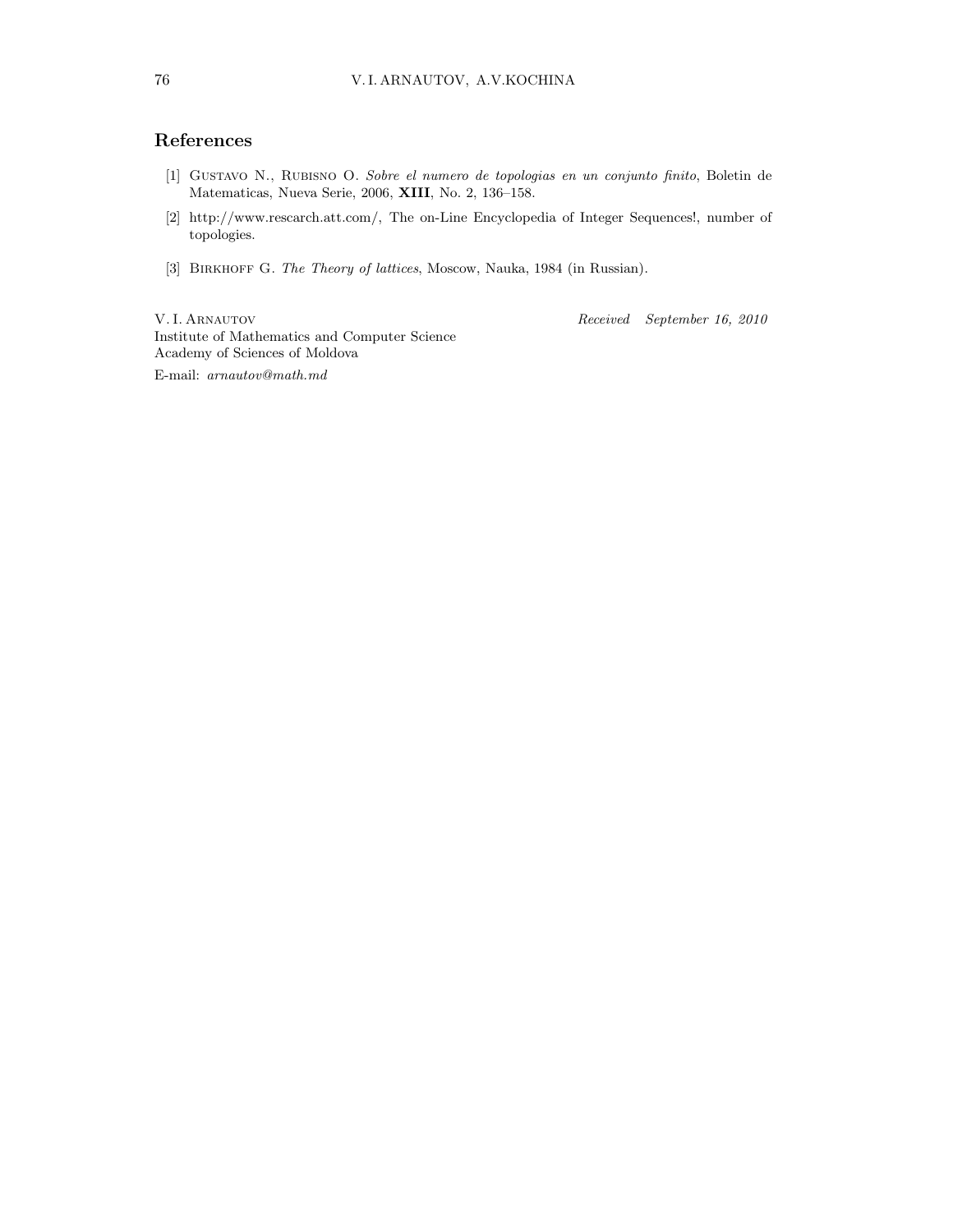## References

[1] Gustavo N., Rubisno O. *Sobre el numero de topologias en un conjunto finito*, Boletin de Matematicas, Nueva Serie, 2006, **XIII**, No. 2, 136–158.

[2] http://www.rescarch.att.com/, The on-Line Encyclopedia of Integer Sequences!, number of topologies.

[3] Birkhoff G. *The Theory of lattices*, Moscow, Nauka, 1984 (in Russian).

V. I. Arnautov
Institute of Mathematics and Computer Science
Academy of Sciences of Moldova

E-mail: *arnautov@math.md*

*Received September 16, 2010*